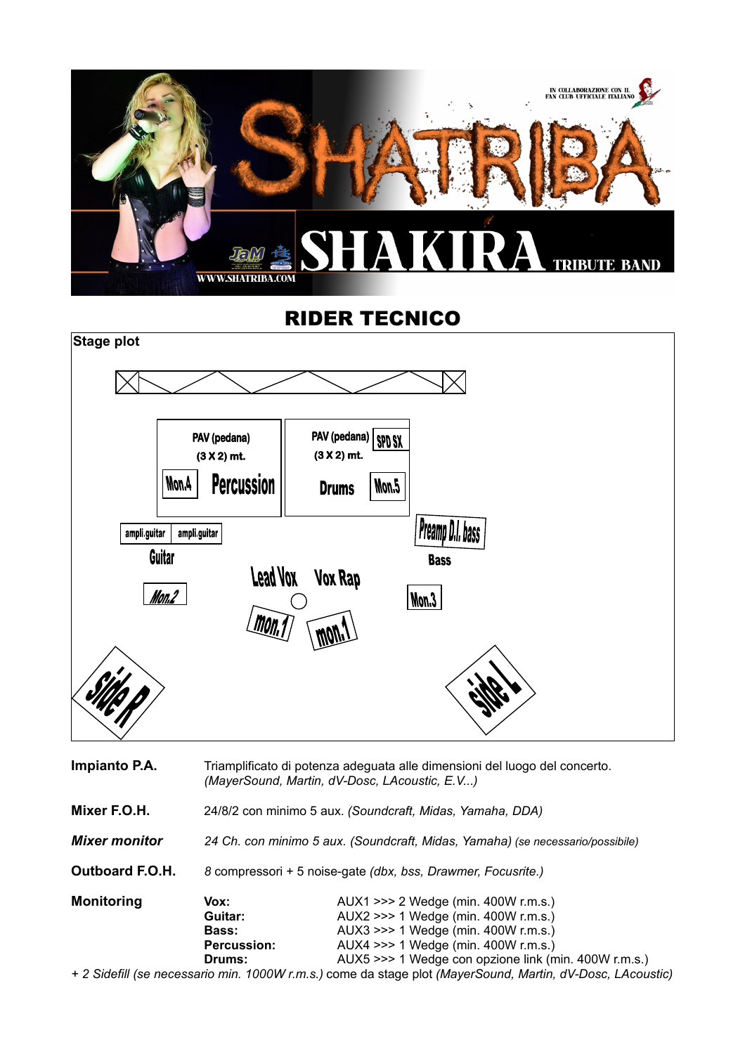IN COLLABORAZIONE CON IL FAN CLUB UFFICIALE ITALIANO

# SHATRIBA

## SHAKIRA TRIBUTE BAND

WWW.SHATRIBA.COM

# RIDER TECNICO

**Stage plot**

PAV (pedana) (3 X 2) mt.
Mon.4
Percussion

PAV (pedana) (3 X 2) mt.
SPD SX
Drums
Mon.5

ampli.guitar | ampli.guitar
Guitar
Mon.2

Lead Vox
Vox Rap
mon.1
mon.1

Preamp D.I. bass
Bass
Mon.3

Side R
side L

| | |
|---|---|
| **Impianto P.A.** | Triamplificato di potenza adeguata alle dimensioni del luogo del concerto. *(MayerSound, Martin, dV-Dosc, LAcoustic, E.V...)* |
| **Mixer F.O.H.** | 24/8/2 con minimo 5 aux. *(Soundcraft, Midas, Yamaha, DDA)* |
| ***Mixer monitor*** | *24 Ch. con minimo 5 aux. (Soundcraft, Midas, Yamaha) (se necessario/possibile)* |
| **Outboard F.O.H.** | *8* compressori + 5 noise-gate *(dbx, bss, Drawmer, Focusrite.)* |

**Monitoring**

| | |
|---|---|
| **Vox:** | AUX1 >>> 2 Wedge (min. 400W r.m.s.) |
| **Guitar:** | AUX2 >>> 1 Wedge (min. 400W r.m.s.) |
| **Bass:** | AUX3 >>> 1 Wedge (min. 400W r.m.s.) |
| **Percussion:** | AUX4 >>> 1 Wedge (min. 400W r.m.s.) |
| **Drums:** | AUX5 >>> 1 Wedge con opzione link (min. 400W r.m.s.) |

*+ 2 Sidefill (se necessario min. 1000W r.m.s.)* come da stage plot *(MayerSound, Martin, dV-Dosc, LAcoustic)*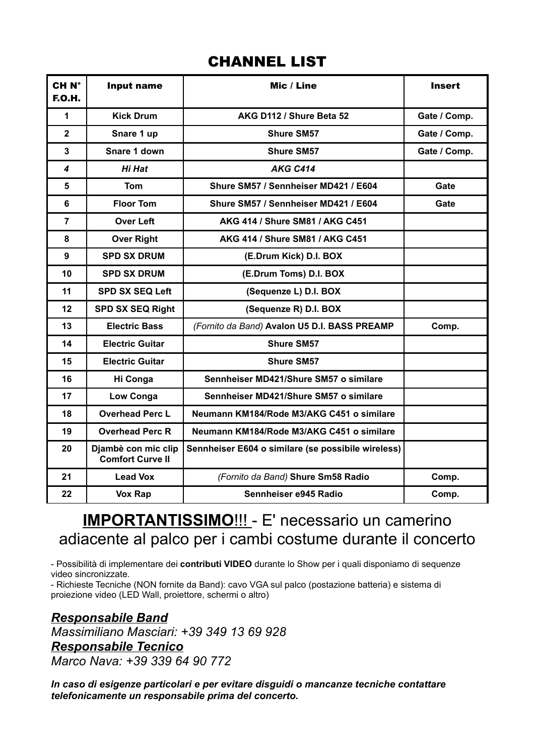# CHANNEL LIST

| CH N° F.O.H. | Input name | Mic / Line | Insert |
| --- | --- | --- | --- |
| 1 | Kick Drum | AKG D112 / Shure Beta 52 | Gate / Comp. |
| 2 | Snare 1 up | Shure SM57 | Gate / Comp. |
| 3 | Snare 1 down | Shure SM57 | Gate / Comp. |
| *4* | *Hi Hat* | *AKG C414* | |
| 5 | Tom | Shure SM57 / Sennheiser MD421 / E604 | Gate |
| 6 | Floor Tom | Shure SM57 / Sennheiser MD421 / E604 | Gate |
| 7 | Over Left | AKG 414 / Shure SM81 / AKG C451 | |
| 8 | Over Right | AKG 414 / Shure SM81 / AKG C451 | |
| 9 | SPD SX DRUM | (E.Drum Kick) D.I. BOX | |
| 10 | SPD SX DRUM | (E.Drum Toms) D.I. BOX | |
| 11 | SPD SX SEQ Left | (Sequenze L) D.I. BOX | |
| 12 | SPD SX SEQ Right | (Sequenze R) D.I. BOX | |
| 13 | Electric Bass | *(Fornito da Band)* Avalon U5 D.I. BASS PREAMP | Comp. |
| 14 | Electric Guitar | Shure SM57 | |
| 15 | Electric Guitar | Shure SM57 | |
| 16 | Hi Conga | Sennheiser MD421/Shure SM57 o similare | |
| 17 | Low Conga | Sennheiser MD421/Shure SM57 o similare | |
| 18 | Overhead Perc L | Neumann KM184/Rode M3/AKG C451 o similare | |
| 19 | Overhead Perc R | Neumann KM184/Rode M3/AKG C451 o similare | |
| 20 | Djambè con mic clip Comfort Curve II | Sennheiser E604 o similare (se possibile wireless) | |
| 21 | Lead Vox | *(Fornito da Band)* Shure Sm58 Radio | Comp. |
| 22 | Vox Rap | Sennheiser e945 Radio | Comp. |

## **IMPORTANTISSIMO**!!! - E' necessario un camerino adiacente al palco per i cambi costume durante il concerto

- Possibilità di implementare dei **contributi VIDEO** durante lo Show per i quali disponiamo di sequenze video sincronizzate.
- Richieste Tecniche (NON fornite da Band): cavo VGA sul palco (postazione batteria) e sistema di proiezione video (LED Wall, proiettore, schermi o altro)

***Responsabile Band***

*Massimiliano Masciari: +39 349 13 69 928*

***Responsabile Tecnico***

*Marco Nava: +39 339 64 90 772*

***In caso di esigenze particolari e per evitare disguidi o mancanze tecniche contattare telefonicamente un responsabile prima del concerto.***